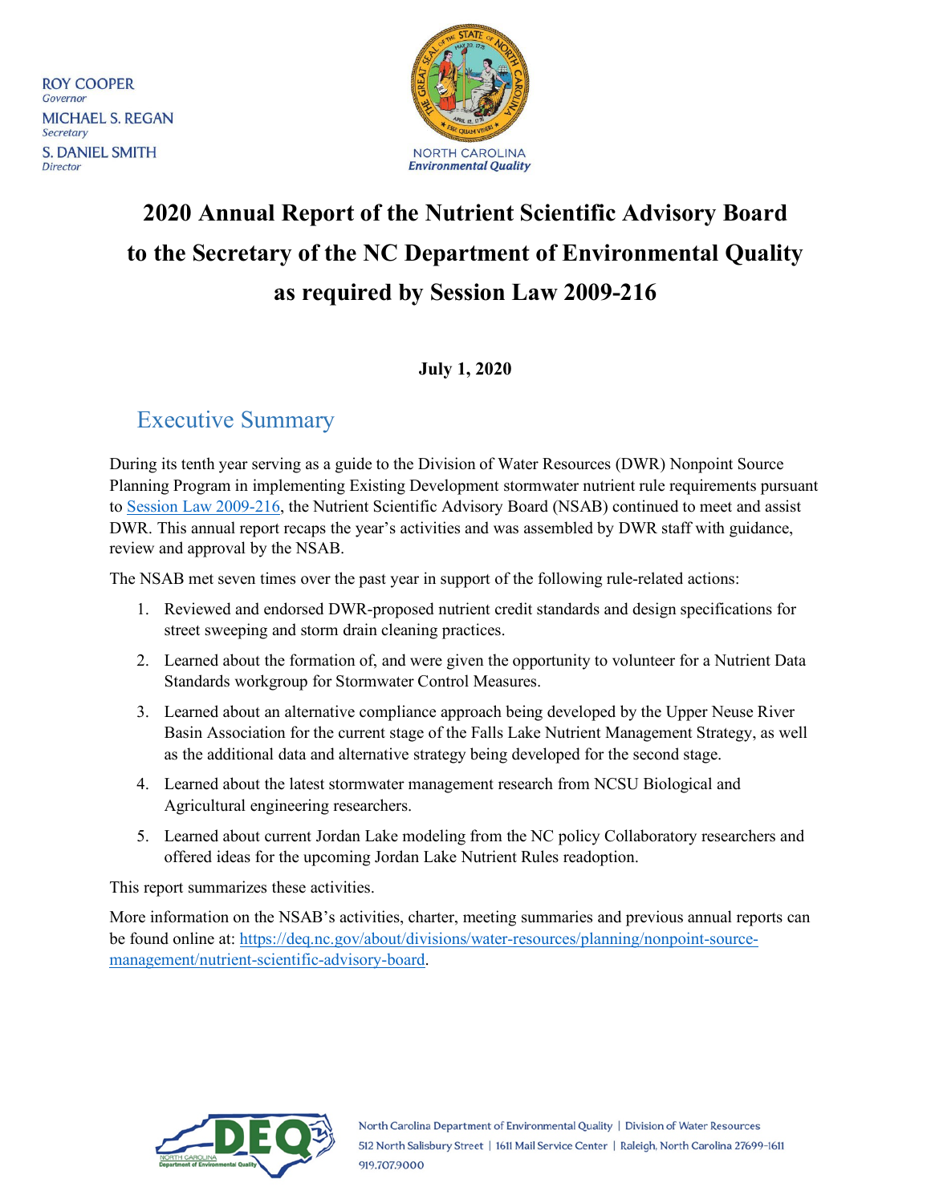ROY COOPER
*Governor*
MICHAEL S. REGAN
*Secretary*
S. DANIEL SMITH
*Director*

NORTH CAROLINA
*Environmental Quality*

# 2020 Annual Report of the Nutrient Scientific Advisory Board to the Secretary of the NC Department of Environmental Quality as required by Session Law 2009-216

**July 1, 2020**

## Executive Summary

During its tenth year serving as a guide to the Division of Water Resources (DWR) Nonpoint Source Planning Program in implementing Existing Development stormwater nutrient rule requirements pursuant to Session Law 2009-216, the Nutrient Scientific Advisory Board (NSAB) continued to meet and assist DWR. This annual report recaps the year's activities and was assembled by DWR staff with guidance, review and approval by the NSAB.

The NSAB met seven times over the past year in support of the following rule-related actions:

1. Reviewed and endorsed DWR-proposed nutrient credit standards and design specifications for street sweeping and storm drain cleaning practices.
2. Learned about the formation of, and were given the opportunity to volunteer for a Nutrient Data Standards workgroup for Stormwater Control Measures.
3. Learned about an alternative compliance approach being developed by the Upper Neuse River Basin Association for the current stage of the Falls Lake Nutrient Management Strategy, as well as the additional data and alternative strategy being developed for the second stage.
4. Learned about the latest stormwater management research from NCSU Biological and Agricultural engineering researchers.
5. Learned about current Jordan Lake modeling from the NC policy Collaboratory researchers and offered ideas for the upcoming Jordan Lake Nutrient Rules readoption.

This report summarizes these activities.

More information on the NSAB's activities, charter, meeting summaries and previous annual reports can be found online at: https://deq.nc.gov/about/divisions/water-resources/planning/nonpoint-source-management/nutrient-scientific-advisory-board.

North Carolina Department of Environmental Quality | Division of Water Resources
512 North Salisbury Street | 1611 Mail Service Center | Raleigh, North Carolina 27699-1611
919.707.9000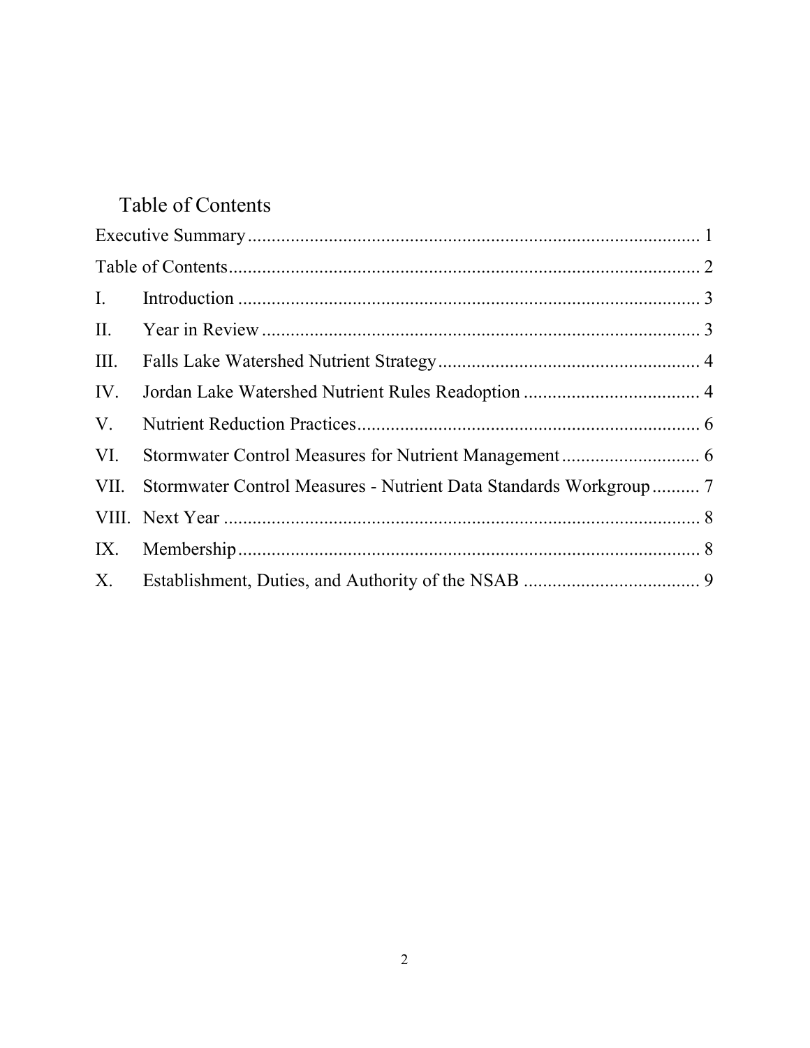# Table of Contents

Executive Summary ........................................................................................ 1

Table of Contents .......................................................................................... 2

I. Introduction ................................................................................................ 3

II. Year in Review .......................................................................................... 3

III. Falls Lake Watershed Nutrient Strategy ................................................... 4

IV. Jordan Lake Watershed Nutrient Rules Readoption ................................. 4

V. Nutrient Reduction Practices ..................................................................... 6

VI. Stormwater Control Measures for Nutrient Management .......................... 6

VII. Stormwater Control Measures - Nutrient Data Standards Workgroup .......... 7

VIII. Next Year ................................................................................................ 8

IX. Membership ............................................................................................... 8

X. Establishment, Duties, and Authority of the NSAB ..................................... 9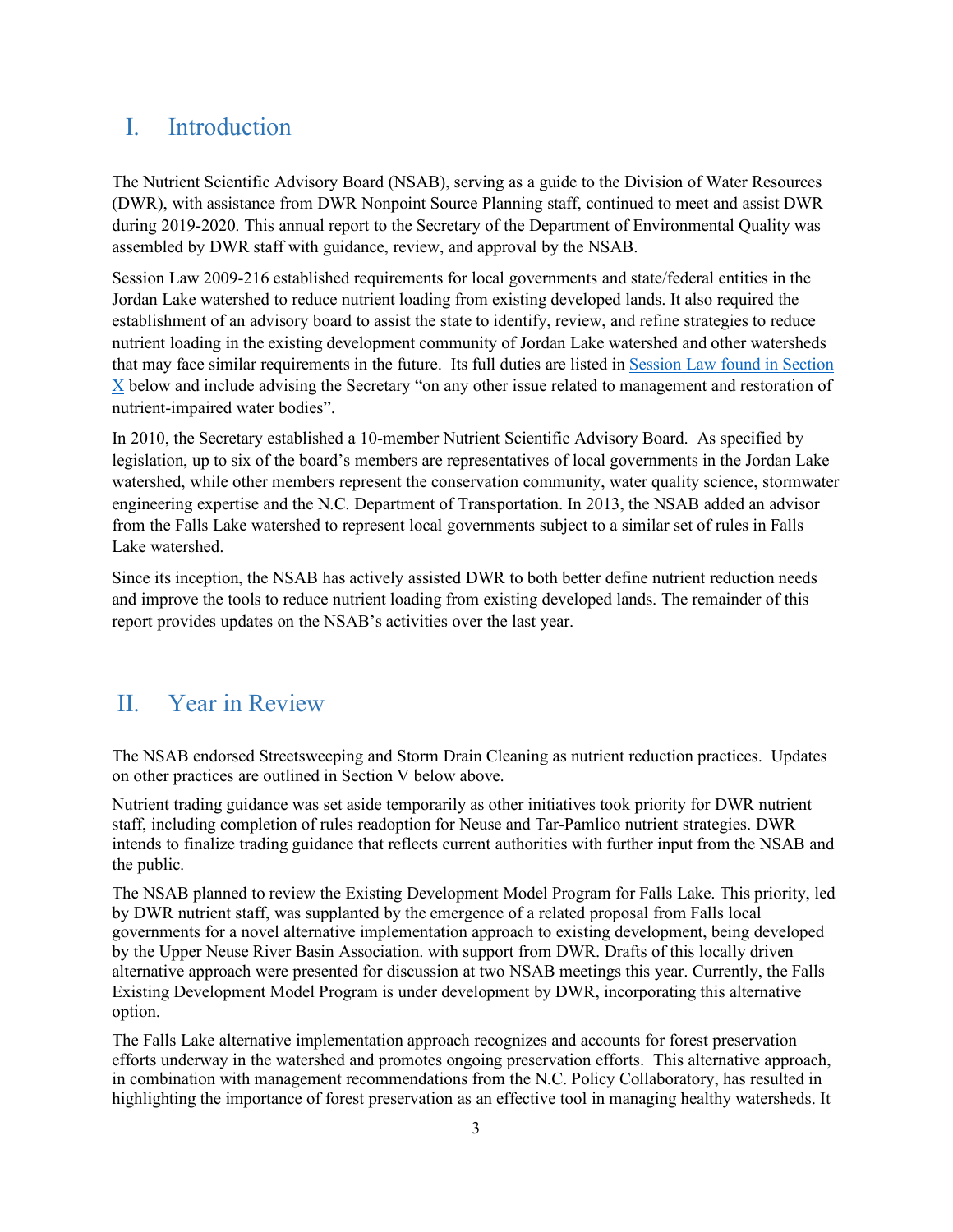## I. Introduction

The Nutrient Scientific Advisory Board (NSAB), serving as a guide to the Division of Water Resources (DWR), with assistance from DWR Nonpoint Source Planning staff, continued to meet and assist DWR during 2019-2020. This annual report to the Secretary of the Department of Environmental Quality was assembled by DWR staff with guidance, review, and approval by the NSAB.

Session Law 2009-216 established requirements for local governments and state/federal entities in the Jordan Lake watershed to reduce nutrient loading from existing developed lands. It also required the establishment of an advisory board to assist the state to identify, review, and refine strategies to reduce nutrient loading in the existing development community of Jordan Lake watershed and other watersheds that may face similar requirements in the future. Its full duties are listed in Session Law found in Section X below and include advising the Secretary "on any other issue related to management and restoration of nutrient-impaired water bodies".

In 2010, the Secretary established a 10-member Nutrient Scientific Advisory Board. As specified by legislation, up to six of the board's members are representatives of local governments in the Jordan Lake watershed, while other members represent the conservation community, water quality science, stormwater engineering expertise and the N.C. Department of Transportation. In 2013, the NSAB added an advisor from the Falls Lake watershed to represent local governments subject to a similar set of rules in Falls Lake watershed.

Since its inception, the NSAB has actively assisted DWR to both better define nutrient reduction needs and improve the tools to reduce nutrient loading from existing developed lands. The remainder of this report provides updates on the NSAB's activities over the last year.

## II. Year in Review

The NSAB endorsed Streetsweeping and Storm Drain Cleaning as nutrient reduction practices. Updates on other practices are outlined in Section V below above.

Nutrient trading guidance was set aside temporarily as other initiatives took priority for DWR nutrient staff, including completion of rules readoption for Neuse and Tar-Pamlico nutrient strategies. DWR intends to finalize trading guidance that reflects current authorities with further input from the NSAB and the public.

The NSAB planned to review the Existing Development Model Program for Falls Lake. This priority, led by DWR nutrient staff, was supplanted by the emergence of a related proposal from Falls local governments for a novel alternative implementation approach to existing development, being developed by the Upper Neuse River Basin Association. with support from DWR. Drafts of this locally driven alternative approach were presented for discussion at two NSAB meetings this year. Currently, the Falls Existing Development Model Program is under development by DWR, incorporating this alternative option.

The Falls Lake alternative implementation approach recognizes and accounts for forest preservation efforts underway in the watershed and promotes ongoing preservation efforts. This alternative approach, in combination with management recommendations from the N.C. Policy Collaboratory, has resulted in highlighting the importance of forest preservation as an effective tool in managing healthy watersheds. It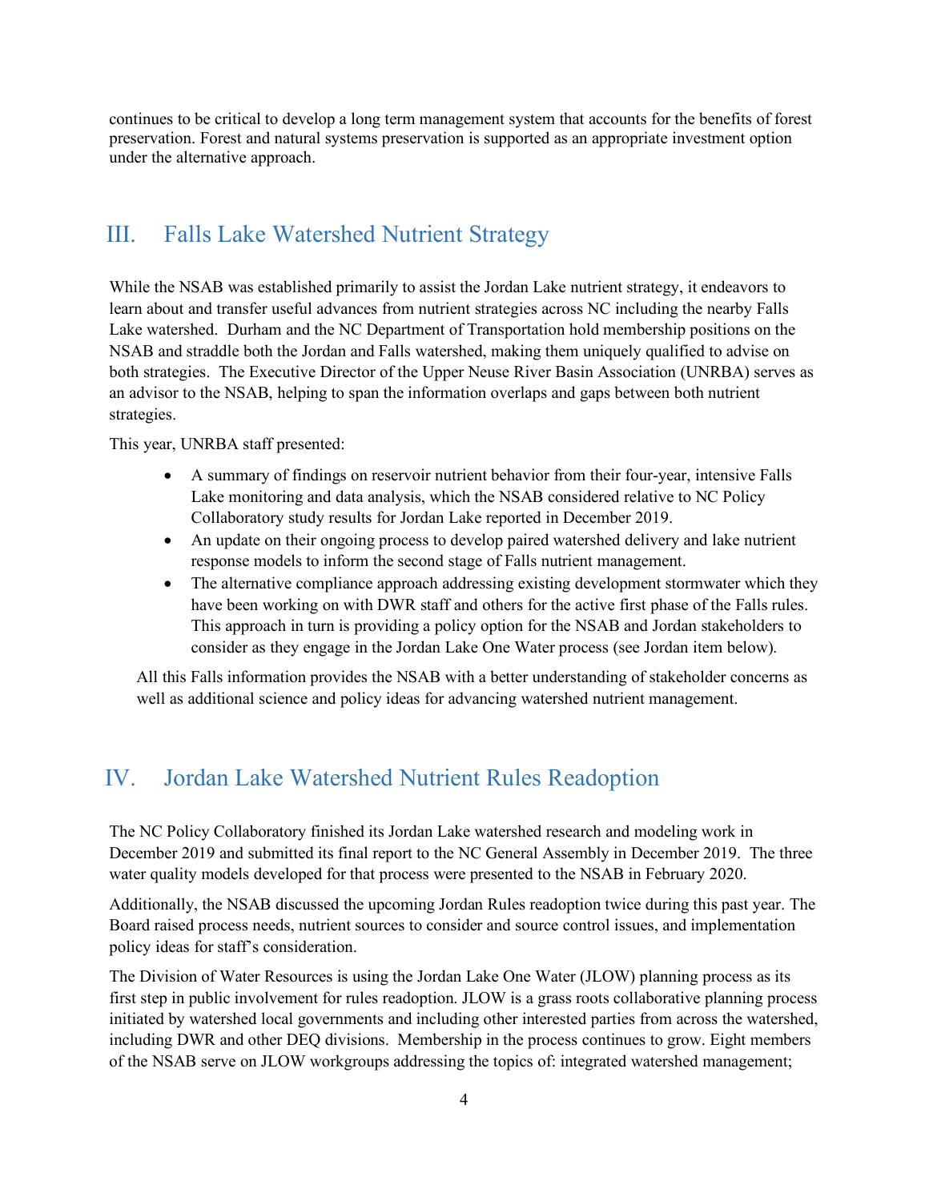continues to be critical to develop a long term management system that accounts for the benefits of forest preservation. Forest and natural systems preservation is supported as an appropriate investment option under the alternative approach.

## III. Falls Lake Watershed Nutrient Strategy

While the NSAB was established primarily to assist the Jordan Lake nutrient strategy, it endeavors to learn about and transfer useful advances from nutrient strategies across NC including the nearby Falls Lake watershed. Durham and the NC Department of Transportation hold membership positions on the NSAB and straddle both the Jordan and Falls watershed, making them uniquely qualified to advise on both strategies. The Executive Director of the Upper Neuse River Basin Association (UNRBA) serves as an advisor to the NSAB, helping to span the information overlaps and gaps between both nutrient strategies.

This year, UNRBA staff presented:

- A summary of findings on reservoir nutrient behavior from their four-year, intensive Falls Lake monitoring and data analysis, which the NSAB considered relative to NC Policy Collaboratory study results for Jordan Lake reported in December 2019.
- An update on their ongoing process to develop paired watershed delivery and lake nutrient response models to inform the second stage of Falls nutrient management.
- The alternative compliance approach addressing existing development stormwater which they have been working on with DWR staff and others for the active first phase of the Falls rules. This approach in turn is providing a policy option for the NSAB and Jordan stakeholders to consider as they engage in the Jordan Lake One Water process (see Jordan item below).

All this Falls information provides the NSAB with a better understanding of stakeholder concerns as well as additional science and policy ideas for advancing watershed nutrient management.

## IV. Jordan Lake Watershed Nutrient Rules Readoption

The NC Policy Collaboratory finished its Jordan Lake watershed research and modeling work in December 2019 and submitted its final report to the NC General Assembly in December 2019. The three water quality models developed for that process were presented to the NSAB in February 2020.

Additionally, the NSAB discussed the upcoming Jordan Rules readoption twice during this past year. The Board raised process needs, nutrient sources to consider and source control issues, and implementation policy ideas for staff's consideration.

The Division of Water Resources is using the Jordan Lake One Water (JLOW) planning process as its first step in public involvement for rules readoption. JLOW is a grass roots collaborative planning process initiated by watershed local governments and including other interested parties from across the watershed, including DWR and other DEQ divisions. Membership in the process continues to grow. Eight members of the NSAB serve on JLOW workgroups addressing the topics of: integrated watershed management;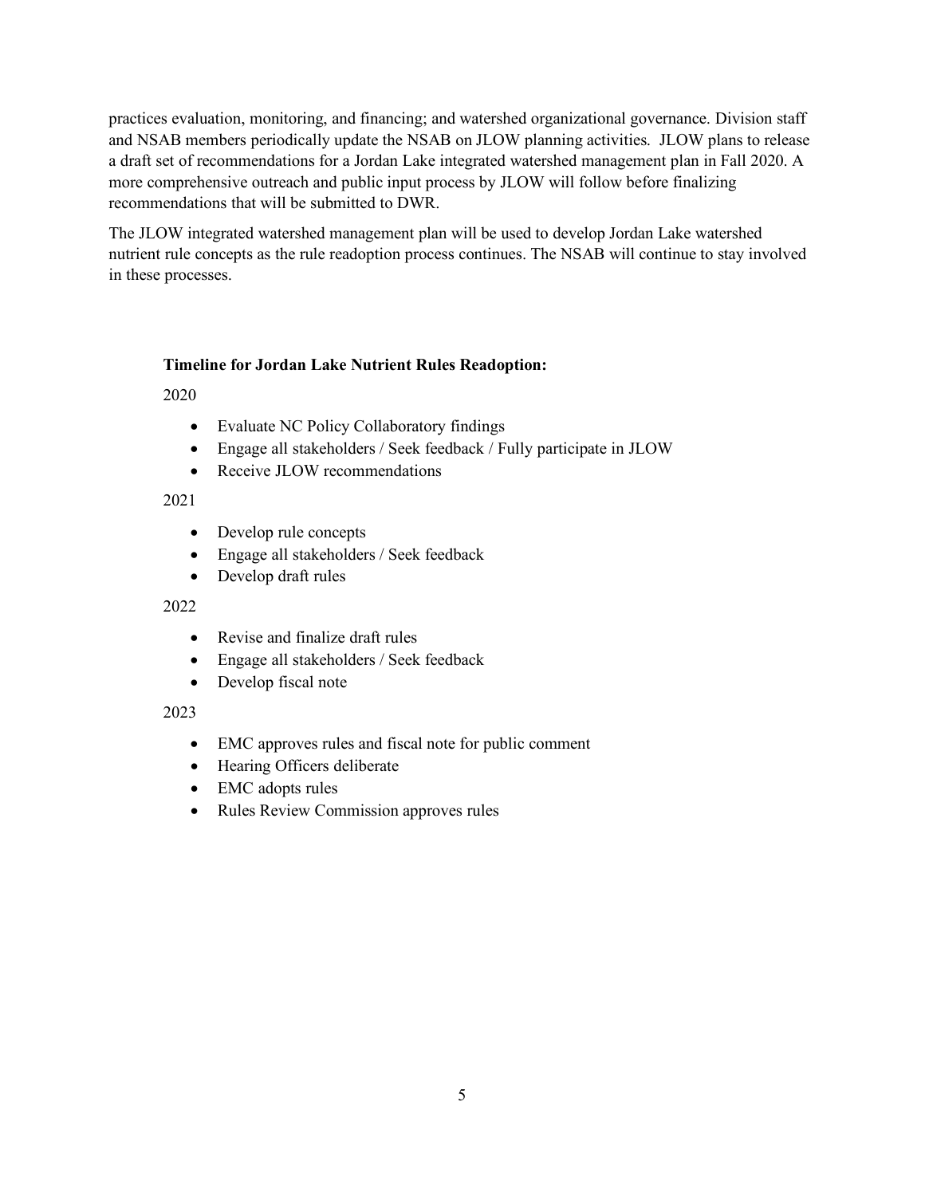practices evaluation, monitoring, and financing; and watershed organizational governance. Division staff and NSAB members periodically update the NSAB on JLOW planning activities. JLOW plans to release a draft set of recommendations for a Jordan Lake integrated watershed management plan in Fall 2020. A more comprehensive outreach and public input process by JLOW will follow before finalizing recommendations that will be submitted to DWR.

The JLOW integrated watershed management plan will be used to develop Jordan Lake watershed nutrient rule concepts as the rule readoption process continues. The NSAB will continue to stay involved in these processes.

**Timeline for Jordan Lake Nutrient Rules Readoption:**

2020

- Evaluate NC Policy Collaboratory findings
- Engage all stakeholders / Seek feedback / Fully participate in JLOW
- Receive JLOW recommendations

2021

- Develop rule concepts
- Engage all stakeholders / Seek feedback
- Develop draft rules

2022

- Revise and finalize draft rules
- Engage all stakeholders / Seek feedback
- Develop fiscal note

2023

- EMC approves rules and fiscal note for public comment
- Hearing Officers deliberate
- EMC adopts rules
- Rules Review Commission approves rules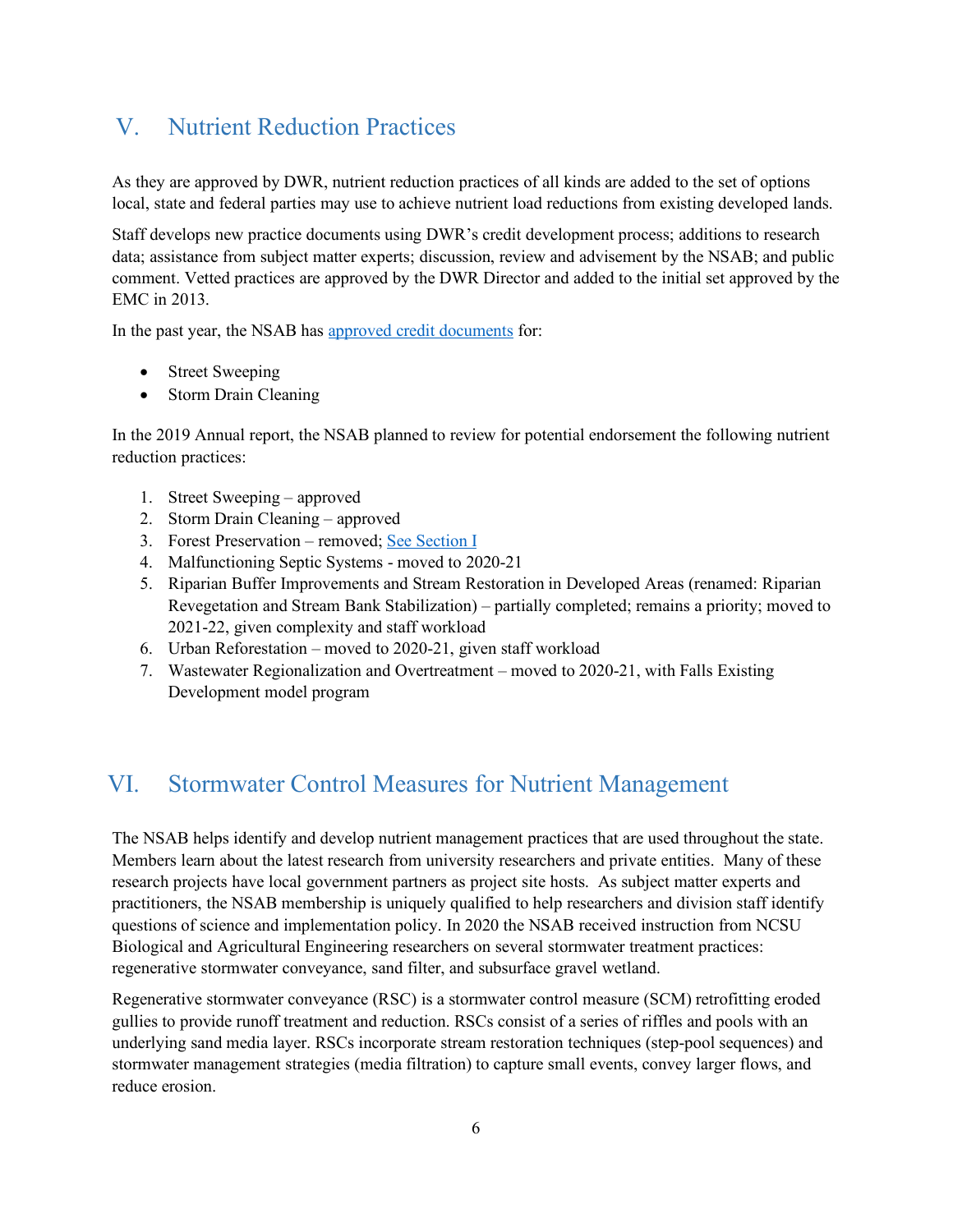## V. Nutrient Reduction Practices

As they are approved by DWR, nutrient reduction practices of all kinds are added to the set of options local, state and federal parties may use to achieve nutrient load reductions from existing developed lands.

Staff develops new practice documents using DWR's credit development process; additions to research data; assistance from subject matter experts; discussion, review and advisement by the NSAB; and public comment. Vetted practices are approved by the DWR Director and added to the initial set approved by the EMC in 2013.

In the past year, the NSAB has approved credit documents for:

- Street Sweeping
- Storm Drain Cleaning

In the 2019 Annual report, the NSAB planned to review for potential endorsement the following nutrient reduction practices:

1. Street Sweeping – approved
2. Storm Drain Cleaning – approved
3. Forest Preservation – removed; See Section I
4. Malfunctioning Septic Systems - moved to 2020-21
5. Riparian Buffer Improvements and Stream Restoration in Developed Areas (renamed: Riparian Revegetation and Stream Bank Stabilization) – partially completed; remains a priority; moved to 2021-22, given complexity and staff workload
6. Urban Reforestation – moved to 2020-21, given staff workload
7. Wastewater Regionalization and Overtreatment – moved to 2020-21, with Falls Existing Development model program

## VI. Stormwater Control Measures for Nutrient Management

The NSAB helps identify and develop nutrient management practices that are used throughout the state. Members learn about the latest research from university researchers and private entities. Many of these research projects have local government partners as project site hosts. As subject matter experts and practitioners, the NSAB membership is uniquely qualified to help researchers and division staff identify questions of science and implementation policy. In 2020 the NSAB received instruction from NCSU Biological and Agricultural Engineering researchers on several stormwater treatment practices: regenerative stormwater conveyance, sand filter, and subsurface gravel wetland.

Regenerative stormwater conveyance (RSC) is a stormwater control measure (SCM) retrofitting eroded gullies to provide runoff treatment and reduction. RSCs consist of a series of riffles and pools with an underlying sand media layer. RSCs incorporate stream restoration techniques (step-pool sequences) and stormwater management strategies (media filtration) to capture small events, convey larger flows, and reduce erosion.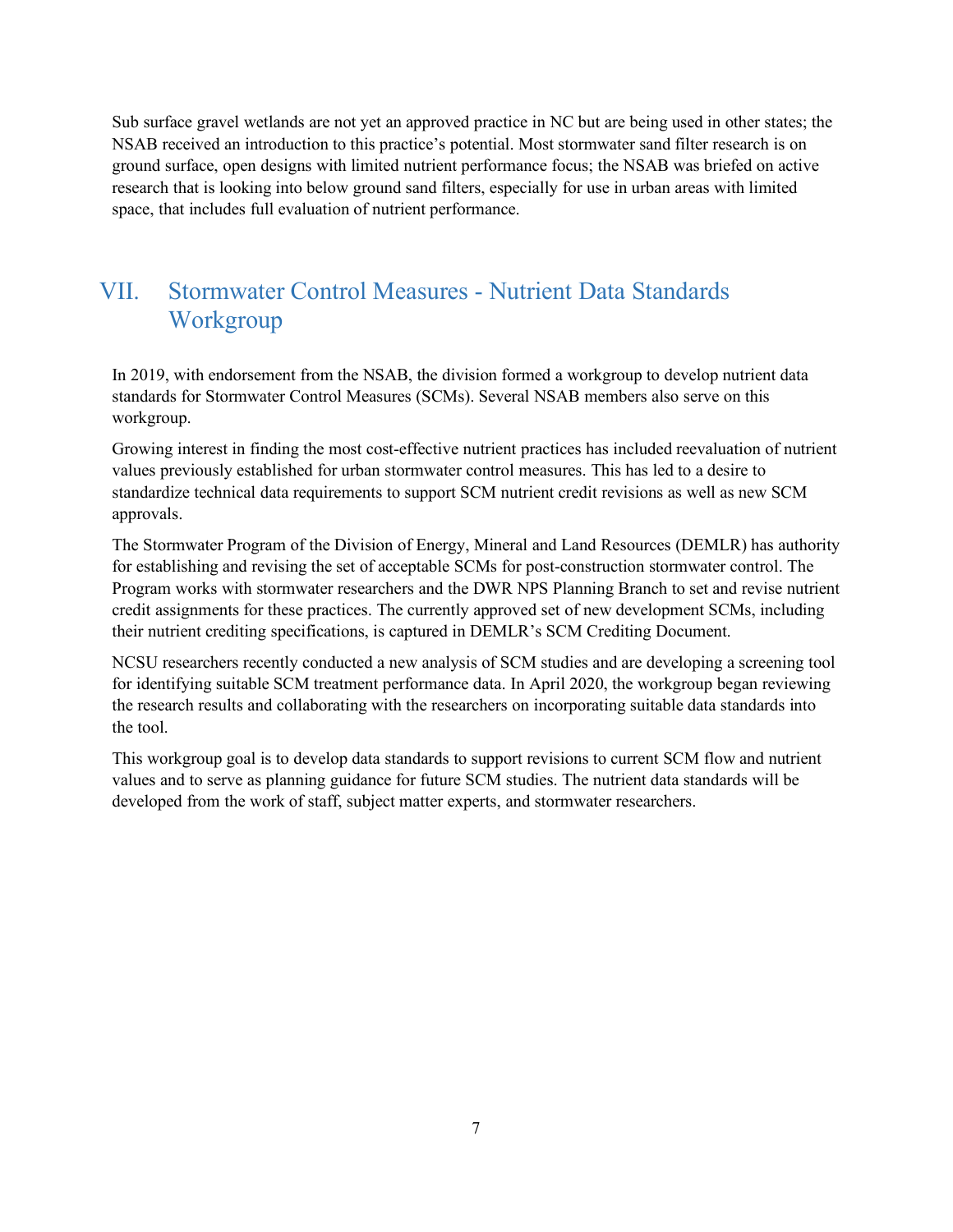Sub surface gravel wetlands are not yet an approved practice in NC but are being used in other states; the NSAB received an introduction to this practice's potential. Most stormwater sand filter research is on ground surface, open designs with limited nutrient performance focus; the NSAB was briefed on active research that is looking into below ground sand filters, especially for use in urban areas with limited space, that includes full evaluation of nutrient performance.

## VII. Stormwater Control Measures - Nutrient Data Standards Workgroup

In 2019, with endorsement from the NSAB, the division formed a workgroup to develop nutrient data standards for Stormwater Control Measures (SCMs). Several NSAB members also serve on this workgroup.

Growing interest in finding the most cost-effective nutrient practices has included reevaluation of nutrient values previously established for urban stormwater control measures. This has led to a desire to standardize technical data requirements to support SCM nutrient credit revisions as well as new SCM approvals.

The Stormwater Program of the Division of Energy, Mineral and Land Resources (DEMLR) has authority for establishing and revising the set of acceptable SCMs for post-construction stormwater control. The Program works with stormwater researchers and the DWR NPS Planning Branch to set and revise nutrient credit assignments for these practices. The currently approved set of new development SCMs, including their nutrient crediting specifications, is captured in DEMLR's SCM Crediting Document.

NCSU researchers recently conducted a new analysis of SCM studies and are developing a screening tool for identifying suitable SCM treatment performance data. In April 2020, the workgroup began reviewing the research results and collaborating with the researchers on incorporating suitable data standards into the tool.

This workgroup goal is to develop data standards to support revisions to current SCM flow and nutrient values and to serve as planning guidance for future SCM studies. The nutrient data standards will be developed from the work of staff, subject matter experts, and stormwater researchers.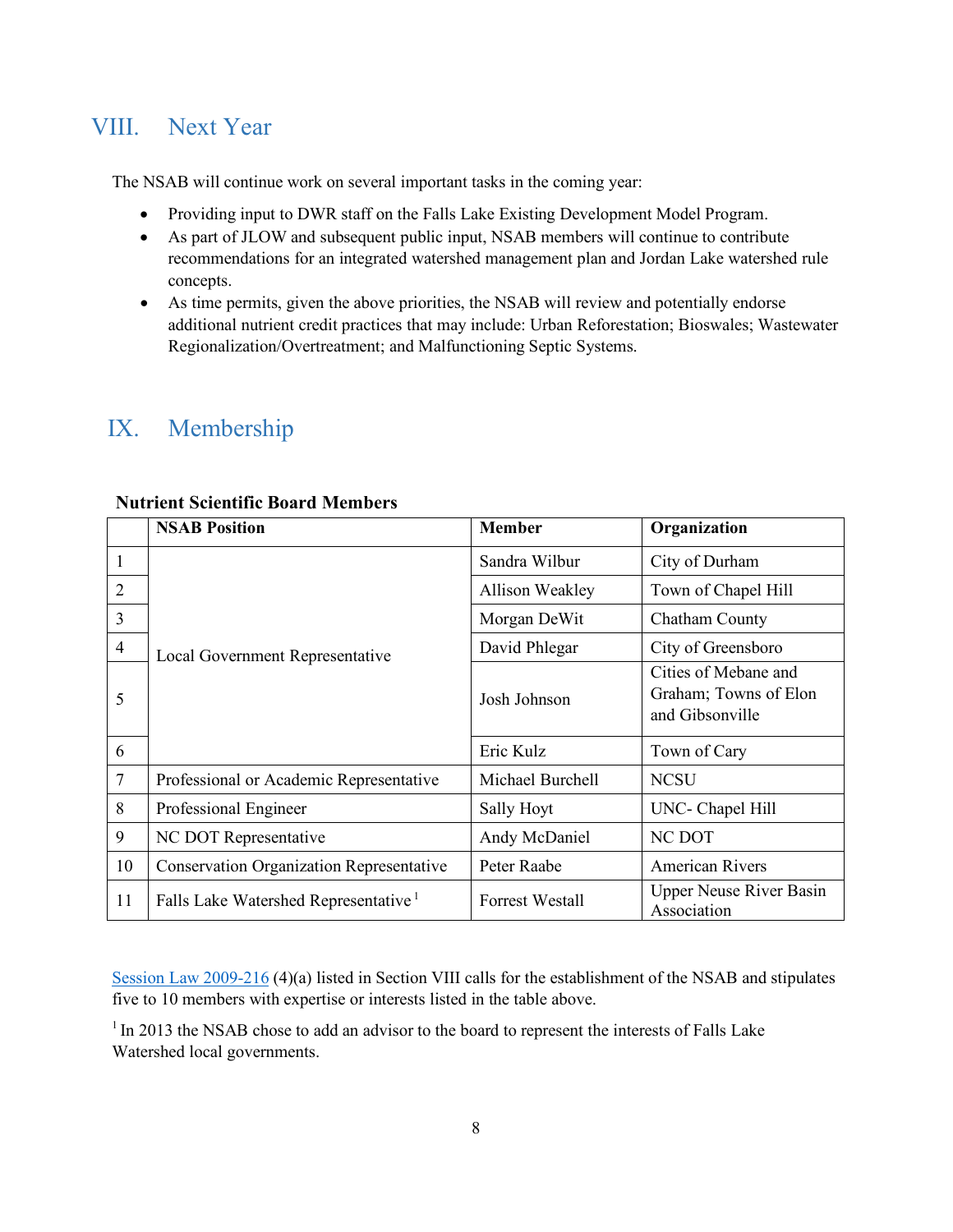## VIII. Next Year

The NSAB will continue work on several important tasks in the coming year:

- Providing input to DWR staff on the Falls Lake Existing Development Model Program.
- As part of JLOW and subsequent public input, NSAB members will continue to contribute recommendations for an integrated watershed management plan and Jordan Lake watershed rule concepts.
- As time permits, given the above priorities, the NSAB will review and potentially endorse additional nutrient credit practices that may include: Urban Reforestation; Bioswales; Wastewater Regionalization/Overtreatment; and Malfunctioning Septic Systems.

## IX. Membership

**Nutrient Scientific Board Members**

| | NSAB Position | Member | Organization |
|---|---|---|---|
| 1 | Local Government Representative | Sandra Wilbur | City of Durham |
| 2 | | Allison Weakley | Town of Chapel Hill |
| 3 | | Morgan DeWit | Chatham County |
| 4 | | David Phlegar | City of Greensboro |
| 5 | | Josh Johnson | Cities of Mebane and Graham; Towns of Elon and Gibsonville |
| 6 | | Eric Kulz | Town of Cary |
| 7 | Professional or Academic Representative | Michael Burchell | NCSU |
| 8 | Professional Engineer | Sally Hoyt | UNC- Chapel Hill |
| 9 | NC DOT Representative | Andy McDaniel | NC DOT |
| 10 | Conservation Organization Representative | Peter Raabe | American Rivers |
| 11 | Falls Lake Watershed Representative [1] | Forrest Westall | Upper Neuse River Basin Association |

Session Law 2009-216 (4)(a) listed in Section VIII calls for the establishment of the NSAB and stipulates five to 10 members with expertise or interests listed in the table above.

[1] In 2013 the NSAB chose to add an advisor to the board to represent the interests of Falls Lake Watershed local governments.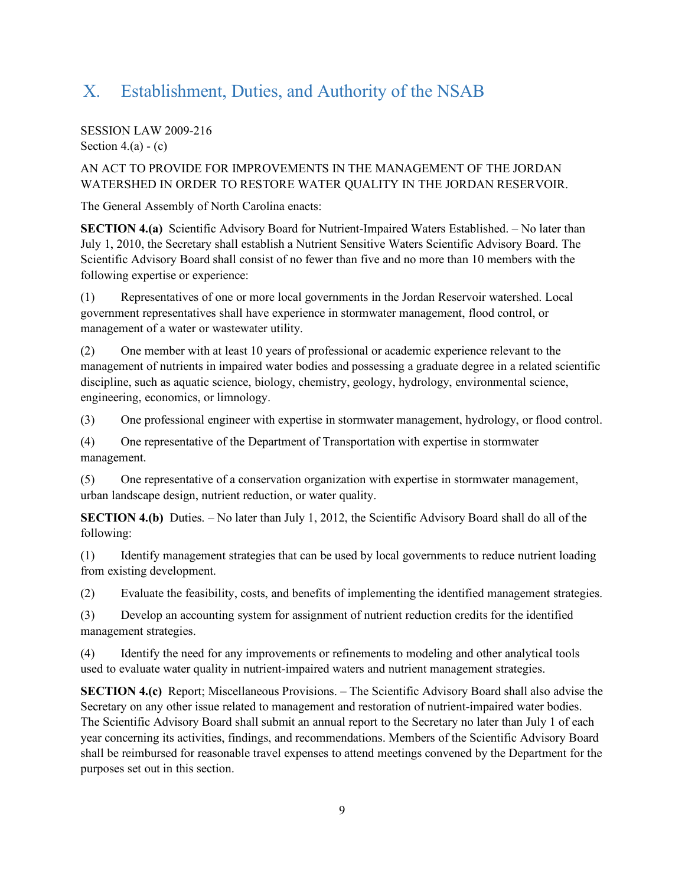# X. Establishment, Duties, and Authority of the NSAB

SESSION LAW 2009-216
Section 4.(a) - (c)

AN ACT TO PROVIDE FOR IMPROVEMENTS IN THE MANAGEMENT OF THE JORDAN WATERSHED IN ORDER TO RESTORE WATER QUALITY IN THE JORDAN RESERVOIR.

The General Assembly of North Carolina enacts:

**SECTION 4.(a)** Scientific Advisory Board for Nutrient-Impaired Waters Established. – No later than July 1, 2010, the Secretary shall establish a Nutrient Sensitive Waters Scientific Advisory Board. The Scientific Advisory Board shall consist of no fewer than five and no more than 10 members with the following expertise or experience:

(1) Representatives of one or more local governments in the Jordan Reservoir watershed. Local government representatives shall have experience in stormwater management, flood control, or management of a water or wastewater utility.

(2) One member with at least 10 years of professional or academic experience relevant to the management of nutrients in impaired water bodies and possessing a graduate degree in a related scientific discipline, such as aquatic science, biology, chemistry, geology, hydrology, environmental science, engineering, economics, or limnology.

(3) One professional engineer with expertise in stormwater management, hydrology, or flood control.

(4) One representative of the Department of Transportation with expertise in stormwater management.

(5) One representative of a conservation organization with expertise in stormwater management, urban landscape design, nutrient reduction, or water quality.

**SECTION 4.(b)** Duties. – No later than July 1, 2012, the Scientific Advisory Board shall do all of the following:

(1) Identify management strategies that can be used by local governments to reduce nutrient loading from existing development.

(2) Evaluate the feasibility, costs, and benefits of implementing the identified management strategies.

(3) Develop an accounting system for assignment of nutrient reduction credits for the identified management strategies.

(4) Identify the need for any improvements or refinements to modeling and other analytical tools used to evaluate water quality in nutrient-impaired waters and nutrient management strategies.

**SECTION 4.(c)** Report; Miscellaneous Provisions. – The Scientific Advisory Board shall also advise the Secretary on any other issue related to management and restoration of nutrient-impaired water bodies. The Scientific Advisory Board shall submit an annual report to the Secretary no later than July 1 of each year concerning its activities, findings, and recommendations. Members of the Scientific Advisory Board shall be reimbursed for reasonable travel expenses to attend meetings convened by the Department for the purposes set out in this section.